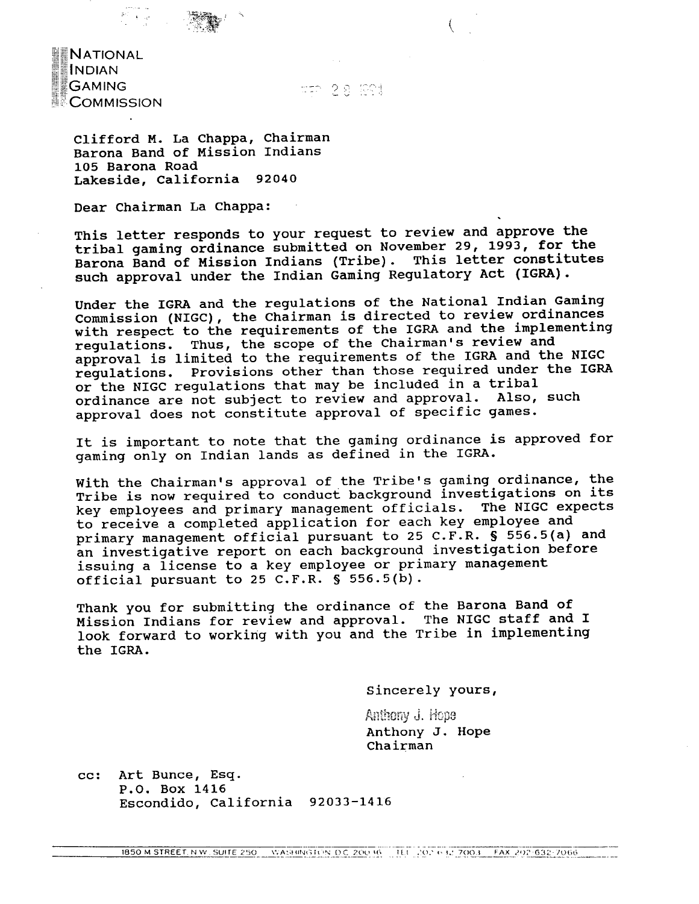NATIONAL
INDIAN
GAMING
COMMISSION

Clifford M. La Chappa, Chairman
Barona Band of Mission Indians
105 Barona Road
Lakeside, California 92040

Dear Chairman La Chappa:

This letter responds to your request to review and approve the tribal gaming ordinance submitted on November 29, 1993, for the Barona Band of Mission Indians (Tribe). This letter constitutes such approval under the Indian Gaming Regulatory Act (IGRA).

Under the IGRA and the regulations of the National Indian Gaming Commission (NIGC), the Chairman is directed to review ordinances with respect to the requirements of the IGRA and the implementing regulations. Thus, the scope of the Chairman's review and approval is limited to the requirements of the IGRA and the NIGC regulations. Provisions other than those required under the IGRA or the NIGC regulations that may be included in a tribal ordinance are not subject to review and approval. Also, such approval does not constitute approval of specific games.

It is important to note that the gaming ordinance is approved for gaming only on Indian lands as defined in the IGRA.

With the Chairman's approval of the Tribe's gaming ordinance, the Tribe is now required to conduct background investigations on its key employees and primary management officials. The NIGC expects to receive a completed application for each key employee and primary management official pursuant to 25 C.F.R. § 556.5(a) and an investigative report on each background investigation before issuing a license to a key employee or primary management official pursuant to 25 C.F.R. § 556.5(b).

Thank you for submitting the ordinance of the Barona Band of Mission Indians for review and approval. The NIGC staff and I look forward to working with you and the Tribe in implementing the IGRA.

Sincerely yours,

Anthony J. Hope

Anthony J. Hope
Chairman

cc: Art Bunce, Esq.
P.O. Box 1416
Escondido, California 92033-1416

1850 M STREET, N.W. SUITE 250 WASHINGTON, D.C. 20036 TEL 202-632-7003 FAX 202-632-7066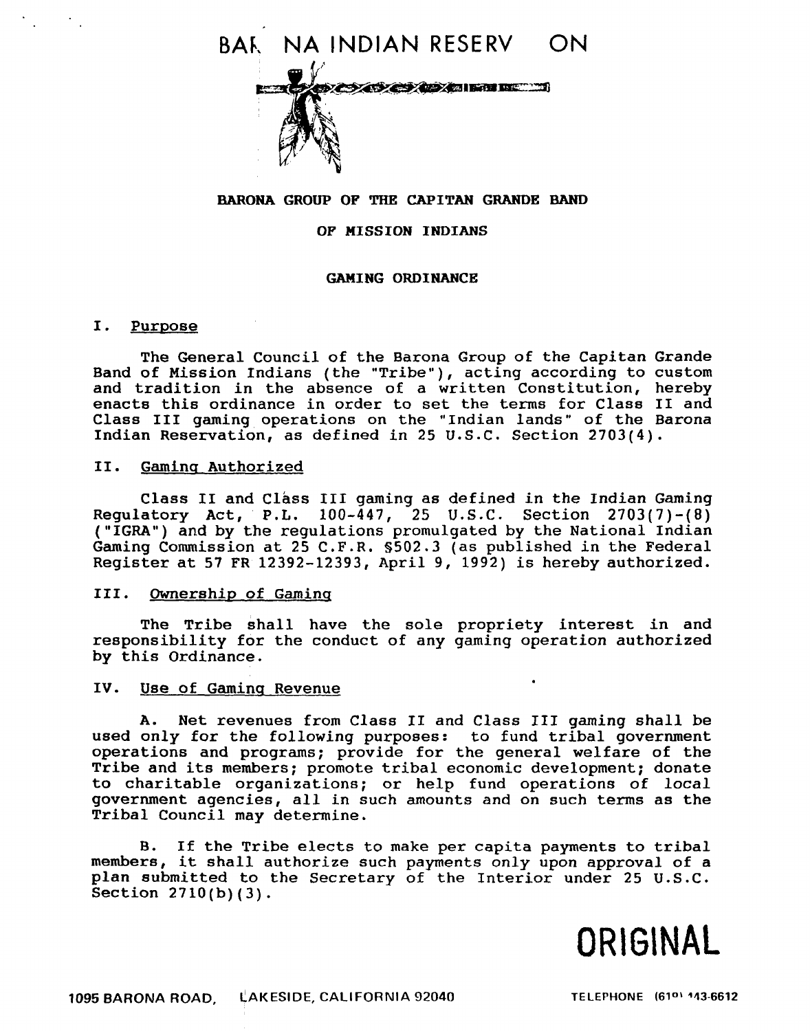# BARONA INDIAN RESERVATION

**BARONA GROUP OF THE CAPITAN GRANDE BAND**

**OF MISSION INDIANS**

**GAMING ORDINANCE**

## I. Purpose

The General Council of the Barona Group of the Capitan Grande Band of Mission Indians (the "Tribe"), acting according to custom and tradition in the absence of a written Constitution, hereby enacts this ordinance in order to set the terms for Class II and Class III gaming operations on the "Indian lands" of the Barona Indian Reservation, as defined in 25 U.S.C. Section 2703(4).

## II. Gaming Authorized

Class II and Class III gaming as defined in the Indian Gaming Regulatory Act, P.L. 100-447, 25 U.S.C. Section 2703(7)-(8) ("IGRA") and by the regulations promulgated by the National Indian Gaming Commission at 25 C.F.R. §502.3 (as published in the Federal Register at 57 FR 12392-12393, April 9, 1992) is hereby authorized.

## III. Ownership of Gaming

The Tribe shall have the sole propriety interest in and responsibility for the conduct of any gaming operation authorized by this Ordinance.

## IV. Use of Gaming Revenue

A. Net revenues from Class II and Class III gaming shall be used only for the following purposes: to fund tribal government operations and programs; provide for the general welfare of the Tribe and its members; promote tribal economic development; donate to charitable organizations; or help fund operations of local government agencies, all in such amounts and on such terms as the Tribal Council may determine.

B. If the Tribe elects to make per capita payments to tribal members, it shall authorize such payments only upon approval of a plan submitted to the Secretary of the Interior under 25 U.S.C. Section 2710(b)(3).

**ORIGINAL**

1095 BARONA ROAD, LAKESIDE, CALIFORNIA 92040 TELEPHONE (619) 443-6612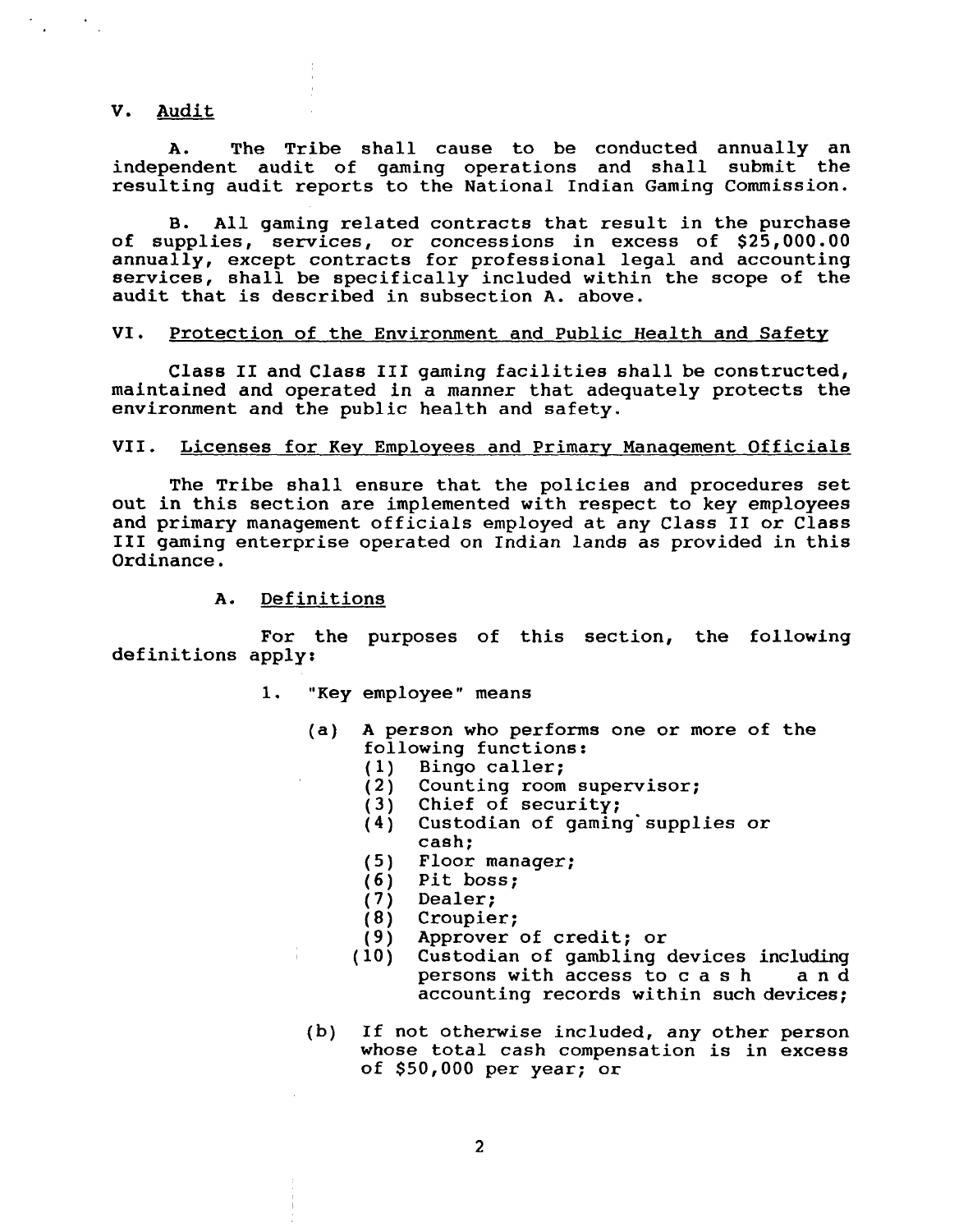## V. Audit

A. The Tribe shall cause to be conducted annually an independent audit of gaming operations and shall submit the resulting audit reports to the National Indian Gaming Commission.

B. All gaming related contracts that result in the purchase of supplies, services, or concessions in excess of $25,000.00 annually, except contracts for professional legal and accounting services, shall be specifically included within the scope of the audit that is described in subsection A. above.

## VI. Protection of the Environment and Public Health and Safety

Class II and Class III gaming facilities shall be constructed, maintained and operated in a manner that adequately protects the environment and the public health and safety.

## VII. Licenses for Key Employees and Primary Management Officials

The Tribe shall ensure that the policies and procedures set out in this section are implemented with respect to key employees and primary management officials employed at any Class II or Class III gaming enterprise operated on Indian lands as provided in this Ordinance.

### A. Definitions

For the purposes of this section, the following definitions apply:

1. "Key employee" means

   (a) A person who performs one or more of the following functions:
   - (1) Bingo caller;
   - (2) Counting room supervisor;
   - (3) Chief of security;
   - (4) Custodian of gaming supplies or cash;
   - (5) Floor manager;
   - (6) Pit boss;
   - (7) Dealer;
   - (8) Croupier;
   - (9) Approver of credit; or
   - (10) Custodian of gambling devices including persons with access to cash and accounting records within such devices;

   (b) If not otherwise included, any other person whose total cash compensation is in excess of $50,000 per year; or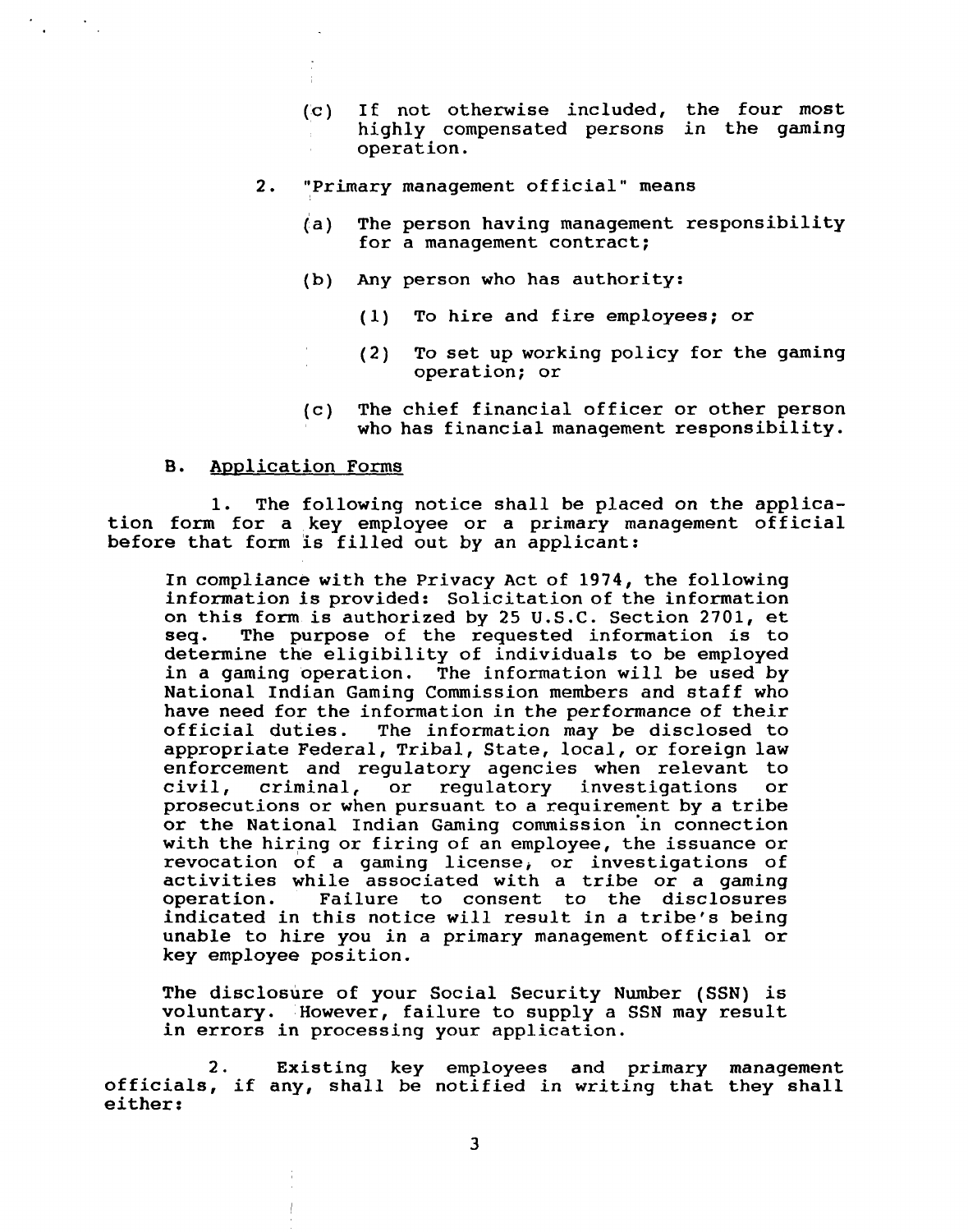(c) If not otherwise included, the four most highly compensated persons in the gaming operation.

2. "Primary management official" means

(a) The person having management responsibility for a management contract;

(b) Any person who has authority:

(1) To hire and fire employees; or

(2) To set up working policy for the gaming operation; or

(c) The chief financial officer or other person who has financial management responsibility.

B. <u>Application Forms</u>

1. The following notice shall be placed on the application form for a key employee or a primary management official before that form is filled out by an applicant:

> In compliance with the Privacy Act of 1974, the following information is provided: Solicitation of the information on this form is authorized by 25 U.S.C. Section 2701, et seq. The purpose of the requested information is to determine the eligibility of individuals to be employed in a gaming operation. The information will be used by National Indian Gaming Commission members and staff who have need for the information in the performance of their official duties. The information may be disclosed to appropriate Federal, Tribal, State, local, or foreign law enforcement and regulatory agencies when relevant to civil, criminal, or regulatory investigations or prosecutions or when pursuant to a requirement by a tribe or the National Indian Gaming commission in connection with the hiring or firing of an employee, the issuance or revocation of a gaming license, or investigations of activities while associated with a tribe or a gaming operation. Failure to consent to the disclosures indicated in this notice will result in a tribe's being unable to hire you in a primary management official or key employee position.
>
> The disclosure of your Social Security Number (SSN) is voluntary. However, failure to supply a SSN may result in errors in processing your application.

2. Existing key employees and primary management officials, if any, shall be notified in writing that they shall either: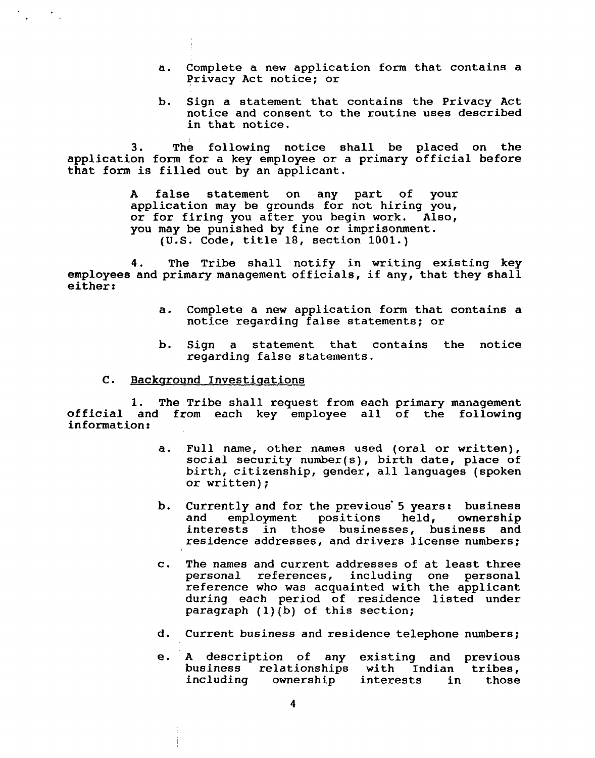a. Complete a new application form that contains a Privacy Act notice; or

b. Sign a statement that contains the Privacy Act notice and consent to the routine uses described in that notice.

3. The following notice shall be placed on the application form for a key employee or a primary official before that form is filled out by an applicant.

> A false statement on any part of your application may be grounds for not hiring you, or for firing you after you begin work. Also, you may be punished by fine or imprisonment. (U.S. Code, title 18, section 1001.)

4. The Tribe shall notify in writing existing key employees and primary management officials, if any, that they shall either:

a. Complete a new application form that contains a notice regarding false statements; or

b. Sign a statement that contains the notice regarding false statements.

C. Background Investigations

1. The Tribe shall request from each primary management official and from each key employee all of the following information:

a. Full name, other names used (oral or written), social security number(s), birth date, place of birth, citizenship, gender, all languages (spoken or written);

b. Currently and for the previous 5 years: business and employment positions held, ownership interests in those businesses, business and residence addresses, and drivers license numbers;

c. The names and current addresses of at least three personal references, including one personal reference who was acquainted with the applicant during each period of residence listed under paragraph (1)(b) of this section;

d. Current business and residence telephone numbers;

e. A description of any existing and previous business relationships with Indian tribes, including ownership interests in those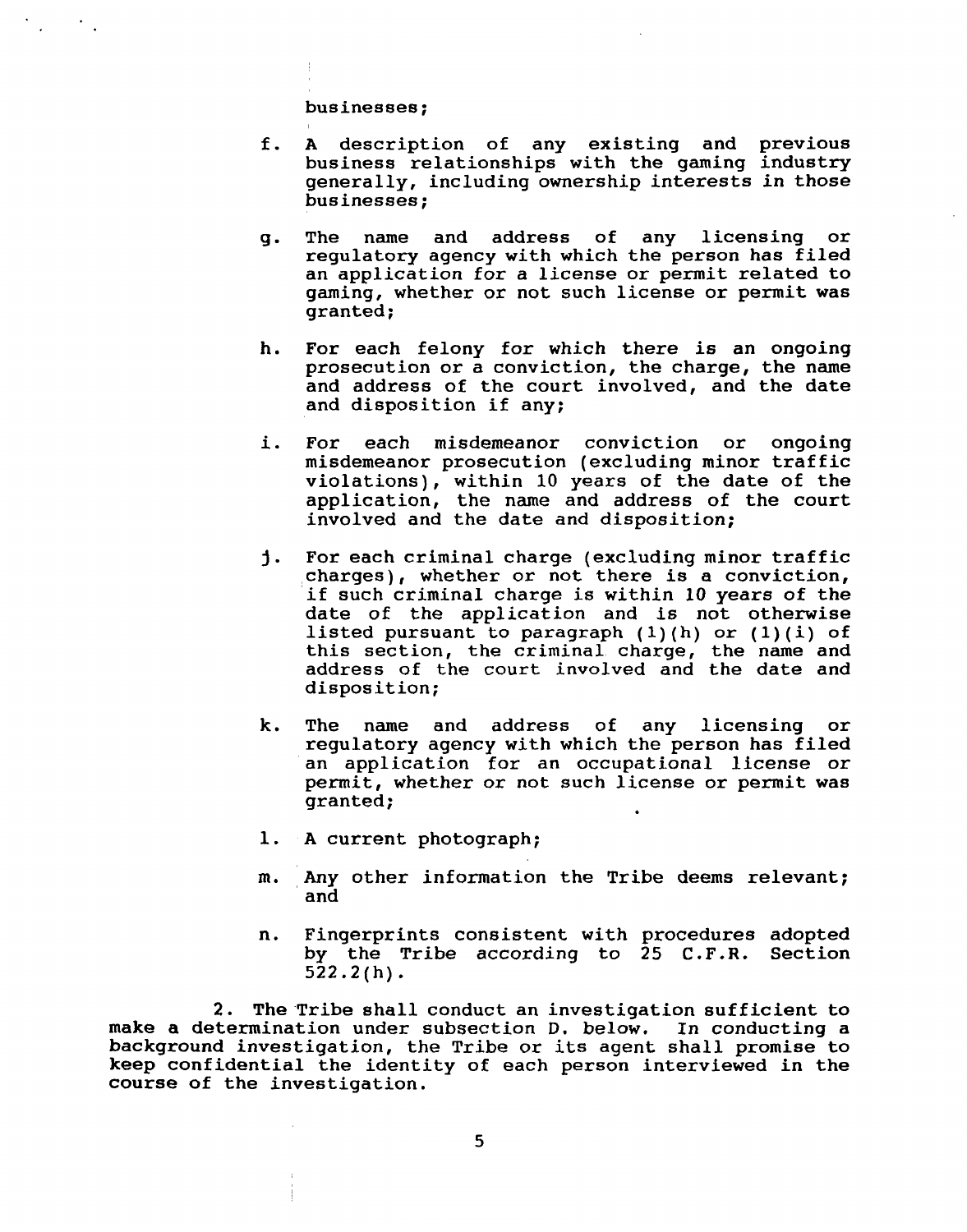businesses;

f. A description of any existing and previous business relationships with the gaming industry generally, including ownership interests in those businesses;

g. The name and address of any licensing or regulatory agency with which the person has filed an application for a license or permit related to gaming, whether or not such license or permit was granted;

h. For each felony for which there is an ongoing prosecution or a conviction, the charge, the name and address of the court involved, and the date and disposition if any;

i. For each misdemeanor conviction or ongoing misdemeanor prosecution (excluding minor traffic violations), within 10 years of the date of the application, the name and address of the court involved and the date and disposition;

j. For each criminal charge (excluding minor traffic charges), whether or not there is a conviction, if such criminal charge is within 10 years of the date of the application and is not otherwise listed pursuant to paragraph (1)(h) or (1)(i) of this section, the criminal charge, the name and address of the court involved and the date and disposition;

k. The name and address of any licensing or regulatory agency with which the person has filed an application for an occupational license or permit, whether or not such license or permit was granted;

l. A current photograph;

m. Any other information the Tribe deems relevant; and

n. Fingerprints consistent with procedures adopted by the Tribe according to 25 C.F.R. Section 522.2(h).

2. The Tribe shall conduct an investigation sufficient to make a determination under subsection D. below. In conducting a background investigation, the Tribe or its agent shall promise to keep confidential the identity of each person interviewed in the course of the investigation.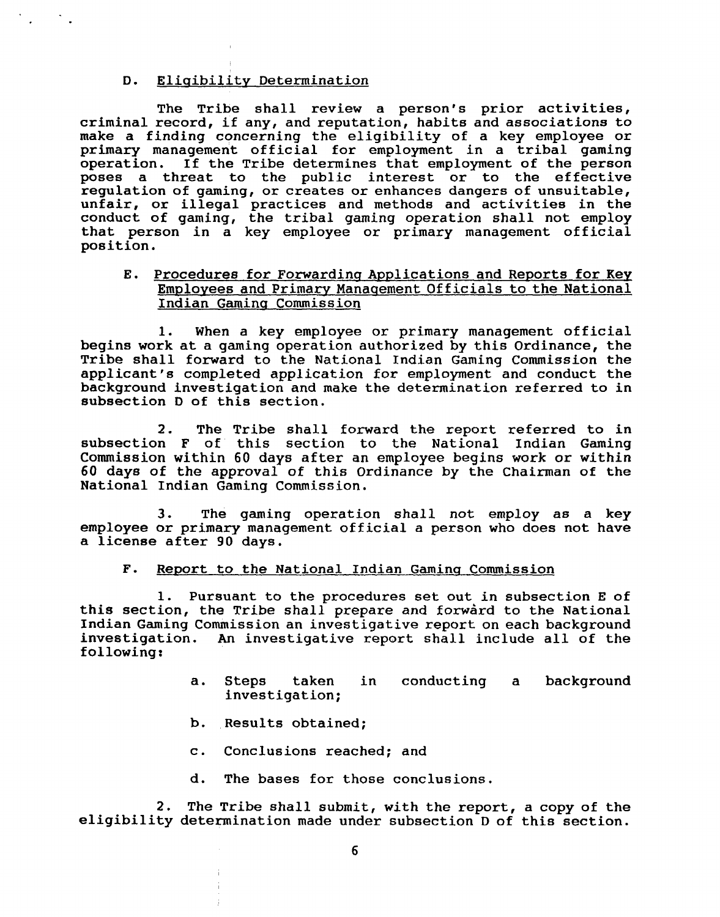### D. Eligibility Determination

The Tribe shall review a person's prior activities, criminal record, if any, and reputation, habits and associations to make a finding concerning the eligibility of a key employee or primary management official for employment in a tribal gaming operation. If the Tribe determines that employment of the person poses a threat to the public interest or to the effective regulation of gaming, or creates or enhances dangers of unsuitable, unfair, or illegal practices and methods and activities in the conduct of gaming, the tribal gaming operation shall not employ that person in a key employee or primary management official position.

### E. Procedures for Forwarding Applications and Reports for Key Employees and Primary Management Officials to the National Indian Gaming Commission

1. When a key employee or primary management official begins work at a gaming operation authorized by this Ordinance, the Tribe shall forward to the National Indian Gaming Commission the applicant's completed application for employment and conduct the background investigation and make the determination referred to in subsection D of this section.

2. The Tribe shall forward the report referred to in subsection F of this section to the National Indian Gaming Commission within 60 days after an employee begins work or within 60 days of the approval of this Ordinance by the Chairman of the National Indian Gaming Commission.

3. The gaming operation shall not employ as a key employee or primary management official a person who does not have a license after 90 days.

### F. Report to the National Indian Gaming Commission

1. Pursuant to the procedures set out in subsection E of this section, the Tribe shall prepare and forward to the National Indian Gaming Commission an investigative report on each background investigation. An investigative report shall include all of the following:

   a. Steps taken in conducting a background investigation;

   b. Results obtained;

   c. Conclusions reached; and

   d. The bases for those conclusions.

2. The Tribe shall submit, with the report, a copy of the eligibility determination made under subsection D of this section.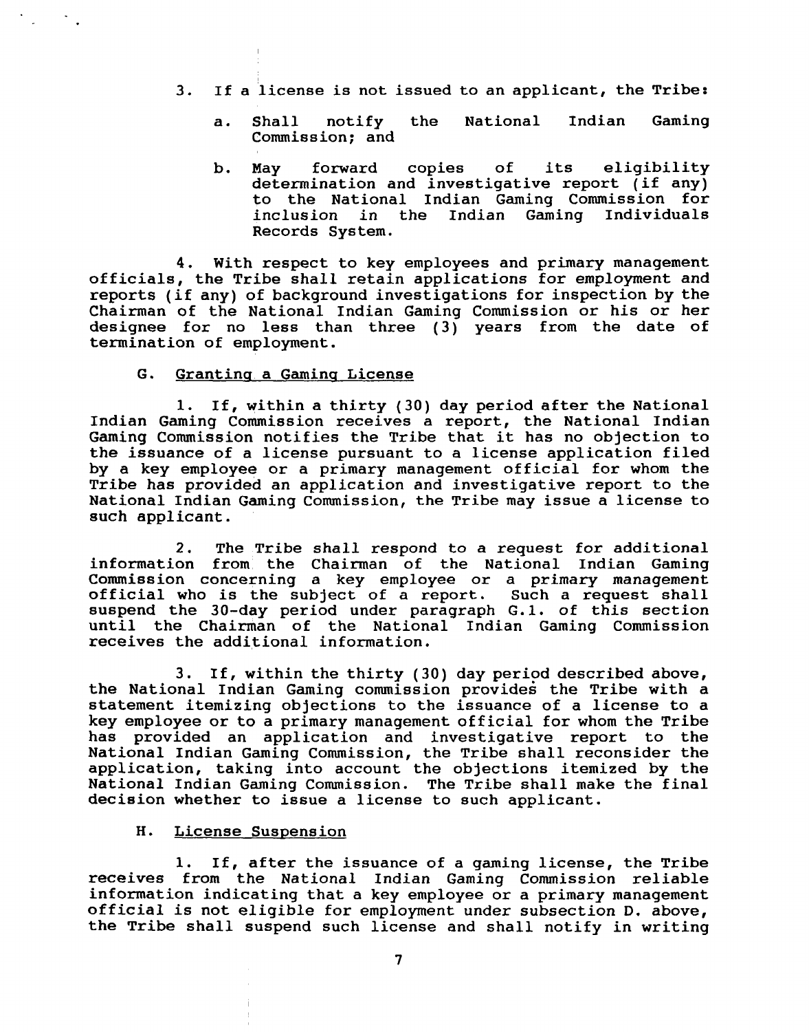3. If a license is not issued to an applicant, the Tribe:

   a. Shall notify the National Indian Gaming Commission; and

   b. May forward copies of its eligibility determination and investigative report (if any) to the National Indian Gaming Commission for inclusion in the Indian Gaming Individuals Records System.

4. With respect to key employees and primary management officials, the Tribe shall retain applications for employment and reports (if any) of background investigations for inspection by the Chairman of the National Indian Gaming Commission or his or her designee for no less than three (3) years from the date of termination of employment.

### G. Granting a Gaming License

1. If, within a thirty (30) day period after the National Indian Gaming Commission receives a report, the National Indian Gaming Commission notifies the Tribe that it has no objection to the issuance of a license pursuant to a license application filed by a key employee or a primary management official for whom the Tribe has provided an application and investigative report to the National Indian Gaming Commission, the Tribe may issue a license to such applicant.

2. The Tribe shall respond to a request for additional information from the Chairman of the National Indian Gaming Commission concerning a key employee or a primary management official who is the subject of a report. Such a request shall suspend the 30-day period under paragraph G.1. of this section until the Chairman of the National Indian Gaming Commission receives the additional information.

3. If, within the thirty (30) day period described above, the National Indian Gaming commission provides the Tribe with a statement itemizing objections to the issuance of a license to a key employee or to a primary management official for whom the Tribe has provided an application and investigative report to the National Indian Gaming Commission, the Tribe shall reconsider the application, taking into account the objections itemized by the National Indian Gaming Commission. The Tribe shall make the final decision whether to issue a license to such applicant.

### H. License Suspension

1. If, after the issuance of a gaming license, the Tribe receives from the National Indian Gaming Commission reliable information indicating that a key employee or a primary management official is not eligible for employment under subsection D. above, the Tribe shall suspend such license and shall notify in writing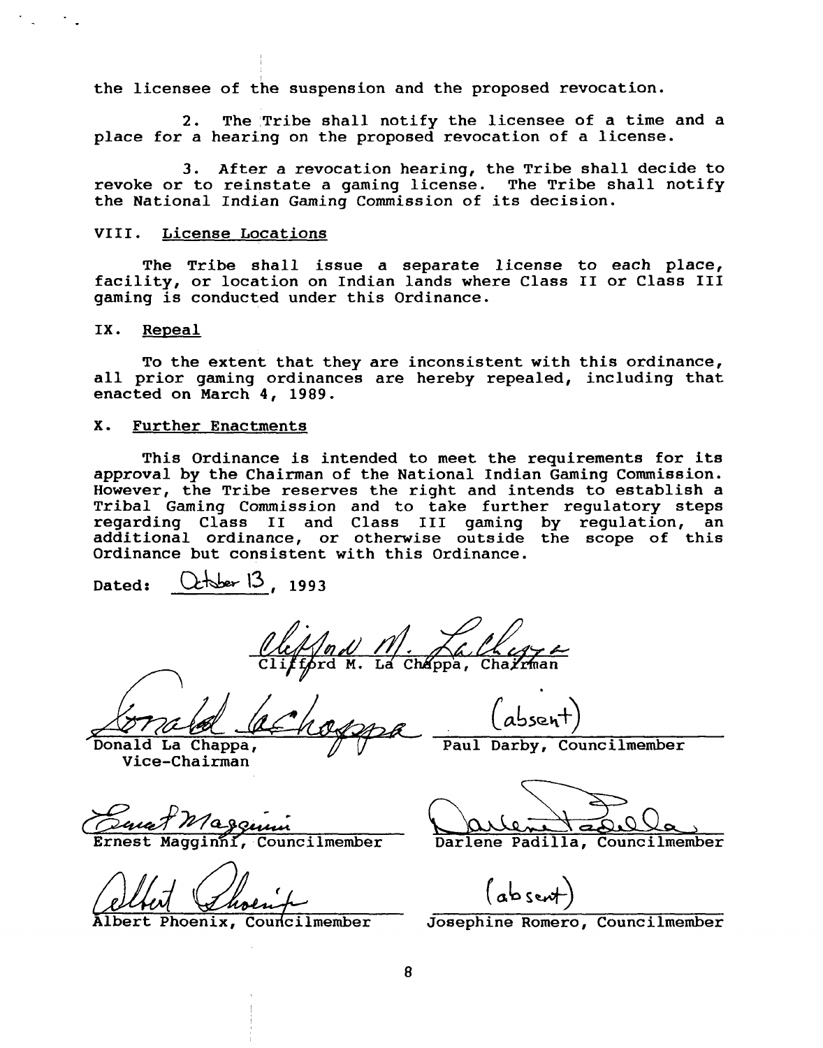the licensee of the suspension and the proposed revocation.

2. The Tribe shall notify the licensee of a time and a place for a hearing on the proposed revocation of a license.

3. After a revocation hearing, the Tribe shall decide to revoke or to reinstate a gaming license. The Tribe shall notify the National Indian Gaming Commission of its decision.

VIII. License Locations

The Tribe shall issue a separate license to each place, facility, or location on Indian lands where Class II or Class III gaming is conducted under this Ordinance.

IX. Repeal

To the extent that they are inconsistent with this ordinance, all prior gaming ordinances are hereby repealed, including that enacted on March 4, 1989.

X. Further Enactments

This Ordinance is intended to meet the requirements for its approval by the Chairman of the National Indian Gaming Commission. However, the Tribe reserves the right and intends to establish a Tribal Gaming Commission and to take further regulatory steps regarding Class II and Class III gaming by regulation, an additional ordinance, or otherwise outside the scope of this Ordinance but consistent with this Ordinance.

Dated: October 13, 1993

Clifford M. La Chappa, Chairman

Donald La Chappa, Vice-Chairman

(absent)
Paul Darby, Councilmember

Ernest Magginni, Councilmember

Darlene Padilla, Councilmember

Albert Phoenix, Councilmember

(absent)
Josephine Romero, Councilmember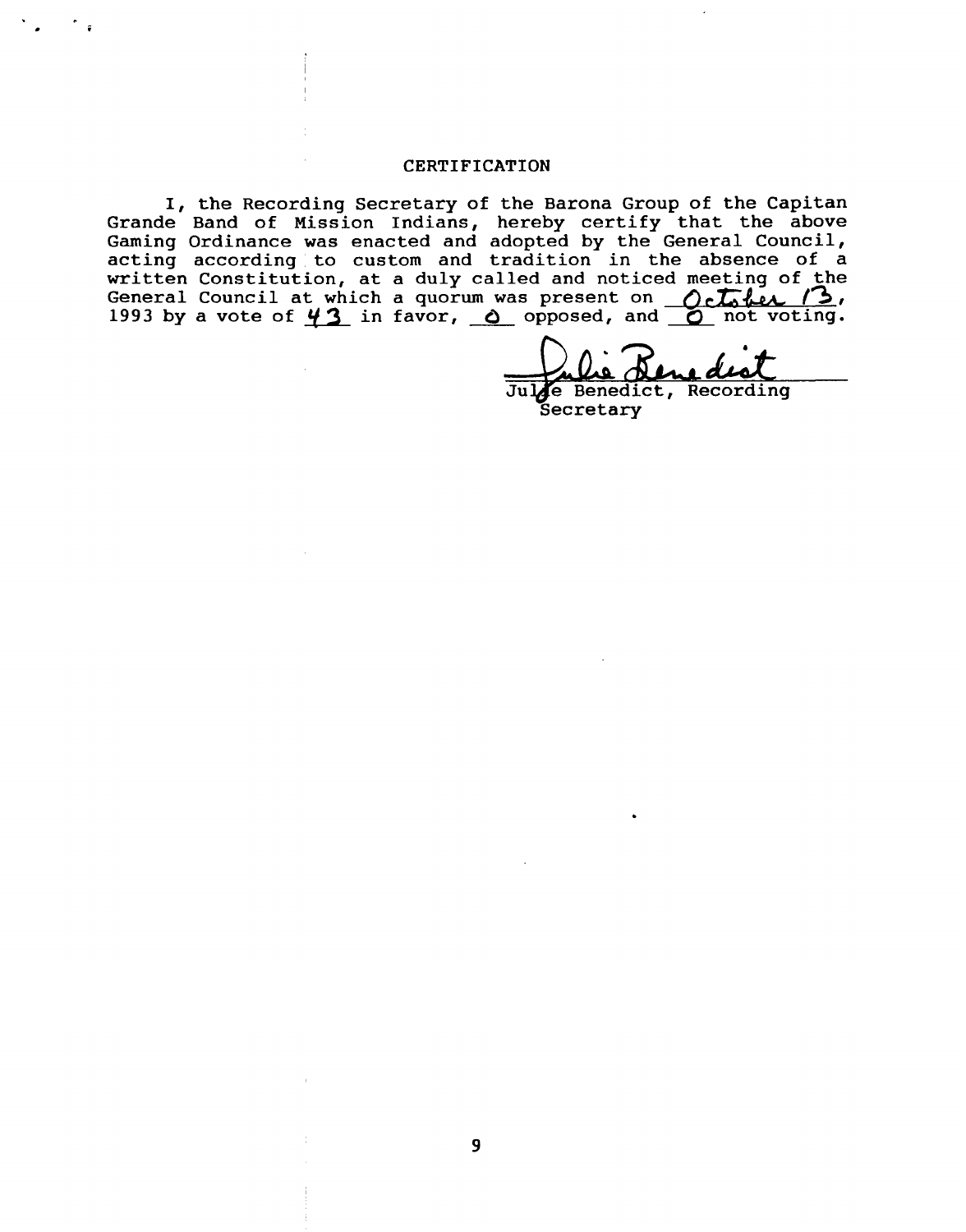## CERTIFICATION

I, the Recording Secretary of the Barona Group of the Capitan Grande Band of Mission Indians, hereby certify that the above Gaming Ordinance was enacted and adopted by the General Council, acting according to custom and tradition in the absence of a written Constitution, at a duly called and noticed meeting of the General Council at which a quorum was present on October 13, 1993 by a vote of 43 in favor, 0 opposed, and 0 not voting.

Julie Benedict

Julie Benedict, Recording Secretary